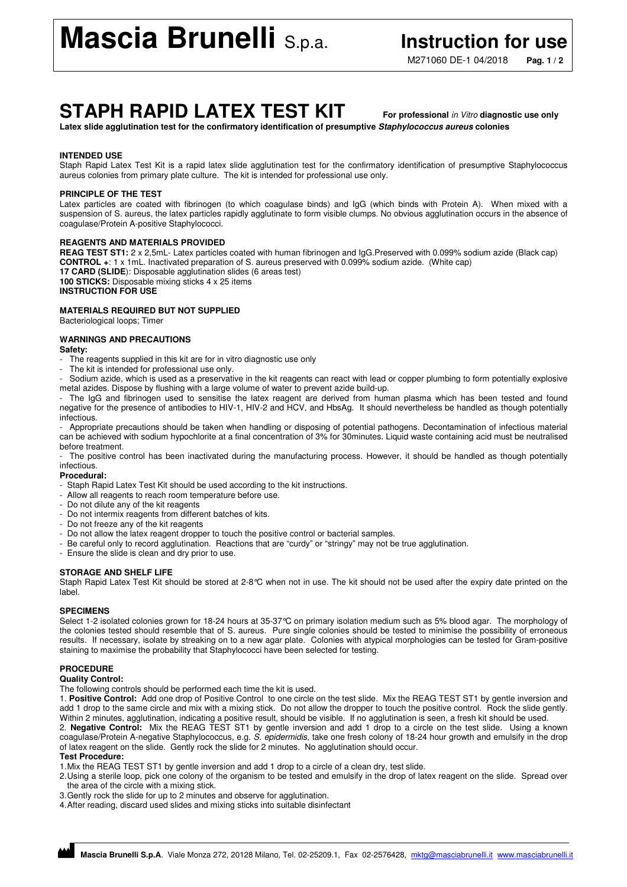# Mascia Brunelli S.p.a.

**Instruction for use**

M271060 DE-1 04/2018

# STAPH RAPID LATEX TEST KIT

**For professional *in Vitro* diagnostic use only**

**Latex slide agglutination test for the confirmatory identification of presumptive *Staphylococcus aureus* colonies**

## INTENDED USE

Staph Rapid Latex Test Kit is a rapid latex slide agglutination test for the confirmatory identification of presumptive Staphylococcus aureus colonies from primary plate culture. The kit is intended for professional use only.

## PRINCIPLE OF THE TEST

Latex particles are coated with fibrinogen (to which coagulase binds) and IgG (which binds with Protein A). When mixed with a suspension of S. aureus, the latex particles rapidly agglutinate to form visible clumps. No obvious agglutination occurs in the absence of coagulase/Protein A-positive Staphylococci.

## REAGENTS AND MATERIALS PROVIDED

**REAG TEST ST1:** 2 x 2,5mL- Latex particles coated with human fibrinogen and IgG.Preserved with 0.099% sodium azide (Black cap)
**CONTROL +**: 1 x 1mL. Inactivated preparation of S. aureus preserved with 0.099% sodium azide. (White cap)
**17 CARD (SLIDE**): Disposable agglutination slides (6 areas test)
**100 STICKS:** Disposable mixing sticks 4 x 25 items
**INSTRUCTION FOR USE**

## MATERIALS REQUIRED BUT NOT SUPPLIED

Bacteriological loops; Timer

## WARNINGS AND PRECAUTIONS

**Safety:**

- The reagents supplied in this kit are for in vitro diagnostic use only
- The kit is intended for professional use only.
- Sodium azide, which is used as a preservative in the kit reagents can react with lead or copper plumbing to form potentially explosive metal azides. Dispose by flushing with a large volume of water to prevent azide build-up.
- The IgG and fibrinogen used to sensitise the latex reagent are derived from human plasma which has been tested and found negative for the presence of antibodies to HIV-1, HIV-2 and HCV, and HbsAg. It should nevertheless be handled as though potentially infectious.
- Appropriate precautions should be taken when handling or disposing of potential pathogens. Decontamination of infectious material can be achieved with sodium hypochlorite at a final concentration of 3% for 30minutes. Liquid waste containing acid must be neutralised before treatment.
- The positive control has been inactivated during the manufacturing process. However, it should be handled as though potentially infectious.

**Procedural:**

- Staph Rapid Latex Test Kit should be used according to the kit instructions.
- Allow all reagents to reach room temperature before use.
- Do not dilute any of the kit reagents
- Do not intermix reagents from different batches of kits.
- Do not freeze any of the kit reagents
- Do not allow the latex reagent dropper to touch the positive control or bacterial samples.
- Be careful only to record agglutination. Reactions that are "curdy" or "stringy" may not be true agglutination.
- Ensure the slide is clean and dry prior to use.

## STORAGE AND SHELF LIFE

Staph Rapid Latex Test Kit should be stored at 2-8°C when not in use. The kit should not be used after the expiry date printed on the label.

## SPECIMENS

Select 1-2 isolated colonies grown for 18-24 hours at 35-37°C on primary isolation medium such as 5% blood agar. The morphology of the colonies tested should resemble that of S. aureus. Pure single colonies should be tested to minimise the possibility of erroneous results. If necessary, isolate by streaking on to a new agar plate. Colonies with atypical morphologies can be tested for Gram-positive staining to maximise the probability that Staphylococci have been selected for testing.

## PROCEDURE

**Quality Control:**

The following controls should be performed each time the kit is used.

1. **Positive Control:** Add one drop of Positive Control to one circle on the test slide. Mix the REAG TEST ST1 by gentle inversion and add 1 drop to the same circle and mix with a mixing stick. Do not allow the dropper to touch the positive control. Rock the slide gently. Within 2 minutes, agglutination, indicating a positive result, should be visible. If no agglutination is seen, a fresh kit should be used.
2. **Negative Control:** Mix the REAG TEST ST1 by gentle inversion and add 1 drop to a circle on the test slide. Using a known coagulase/Protein A-negative Staphylococcus, e.g. *S. epidermidis*, take one fresh colony of 18-24 hour growth and emulsify in the drop of latex reagent on the slide. Gently rock the slide for 2 minutes. No agglutination should occur.

**Test Procedure:**

1. Mix the REAG TEST ST1 by gentle inversion and add 1 drop to a circle of a clean dry, test slide.
2. Using a sterile loop, pick one colony of the organism to be tested and emulsify in the drop of latex reagent on the slide. Spread over the area of the circle with a mixing stick.
3. Gently rock the slide for up to 2 minutes and observe for agglutination.
4. After reading, discard used slides and mixing sticks into suitable disinfectant

**Mascia Brunelli S.p.A**. Viale Monza 272, 20128 Milano, Tel. 02-25209.1, Fax 02-2576428, mktg@masciabrunelli.it www.masciabrunelli.it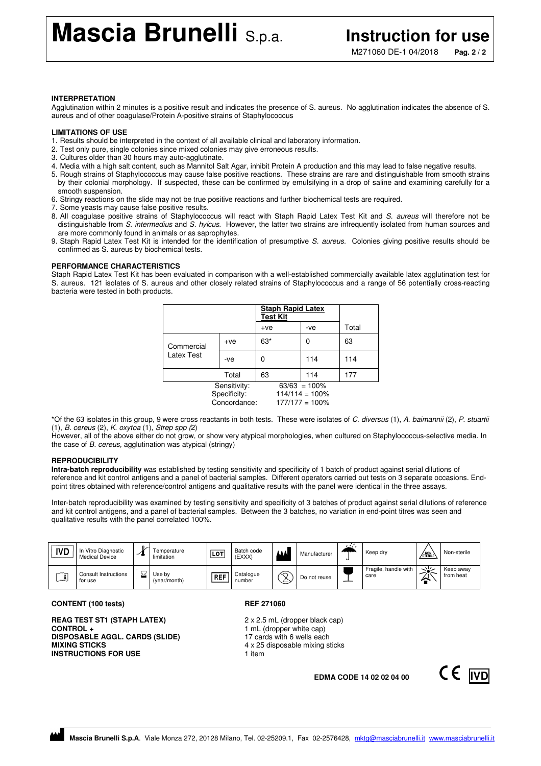## INTERPRETATION

Agglutination within 2 minutes is a positive result and indicates the presence of S. aureus. No agglutination indicates the absence of S. aureus and of other coagulase/Protein A-positive strains of Staphylococcus

## LIMITATIONS OF USE

1. Results should be interpreted in the context of all available clinical and laboratory information.
2. Test only pure, single colonies since mixed colonies may give erroneous results.
3. Cultures older than 30 hours may auto-agglutinate.
4. Media with a high salt content, such as Mannitol Salt Agar, inhibit Protein A production and this may lead to false negative results.
5. Rough strains of Staphylococcus may cause false positive reactions. These strains are rare and distinguishable from smooth strains by their colonial morphology. If suspected, these can be confirmed by emulsifying in a drop of saline and examining carefully for a smooth suspension.
6. Stringy reactions on the slide may not be true positive reactions and further biochemical tests are required.
7. Some yeasts may cause false positive results.
8. All coagulase positive strains of Staphylococcus will react with Staph Rapid Latex Test Kit and *S. aureus* will therefore not be distinguishable from *S. intermedius* and *S. hyicus*. However, the latter two strains are infrequently isolated from human sources and are more commonly found in animals or as saprophytes.
9. Staph Rapid Latex Test Kit is intended for the identification of presumptive *S. aureus*. Colonies giving positive results should be confirmed as S. aureus by biochemical tests.

## PERFORMANCE CHARACTERISTICS

Staph Rapid Latex Test Kit has been evaluated in comparison with a well-established commercially available latex agglutination test for S. aureus. 121 isolates of S. aureus and other closely related strains of Staphylococcus and a range of 56 potentially cross-reacting bacteria were tested in both products.

| | | Staph Rapid Latex Test Kit | | |
|---|---|---|---|---|
| | | +ve | -ve | Total |
| Commercial Latex Test | +ve | 63* | 0 | 63 |
| | -ve | 0 | 114 | 114 |
| | Total | 63 | 114 | 177 |

Sensitivity: 63/63 = 100%
Specificity: 114/114 = 100%
Concordance: 177/177 = 100%

*Of the 63 isolates in this group, 9 were cross reactants in both tests. These were isolates of *C. diversus* (1), *A. baimannii* (2), *P. stuartii* (1), *B. cereus* (2), *K. oxytoa* (1), *Strep spp (*2)
However, all of the above either do not grow, or show very atypical morphologies, when cultured on Staphylococcus-selective media. In the case of *B. cereus,* agglutination was atypical (stringy)

## REPRODUCIBILITY

**Intra-batch reproducibility** was established by testing sensitivity and specificity of 1 batch of product against serial dilutions of reference and kit control antigens and a panel of bacterial samples. Different operators carried out tests on 3 separate occasions. End-point titres obtained with reference/control antigens and qualitative results with the panel were identical in the three assays.

Inter-batch reproducibility was examined by testing sensitivity and specificity of 3 batches of product against serial dilutions of reference and kit control antigens, and a panel of bacterial samples. Between the 3 batches, no variation in end-point titres was seen and qualitative results with the panel correlated 100%.

| | | | | | | | | | | | |
|---|---|---|---|---|---|---|---|---|---|---|---|
| IVD | In Vitro Diagnostic Medical Device | | Temperature limitation | LOT | Batch code (EXXX) | | Manufacturer | | Keep dry | NON STERILE | Non-sterile |
| | Consult Instructions for use | | Use by (year/month) | REF | Catalogue number | | Do not reuse | | Fragile, handle with care | | Keep away from heat |

**CONTENT (100 tests)**

**REF 271060**

| | |
|---|---|
| **REAG TEST ST1 (STAPH LATEX)** | 2 x 2.5 mL (dropper black cap) |
| **CONTROL +** | 1 mL (dropper white cap) |
| **DISPOSABLE AGGL. CARDS (SLIDE)** | 17 cards with 6 wells each |
| **MIXING STICKS** | 4 x 25 disposable mixing sticks |
| **INSTRUCTIONS FOR USE** | 1 item |

**EDMA CODE 14 02 02 04 00** CE IVD

**Mascia Brunelli S.p.A**. Viale Monza 272, 20128 Milano, Tel. 02-25209.1, Fax 02-2576428, mktg@masciabrunelli.it www.masciabrunelli.it